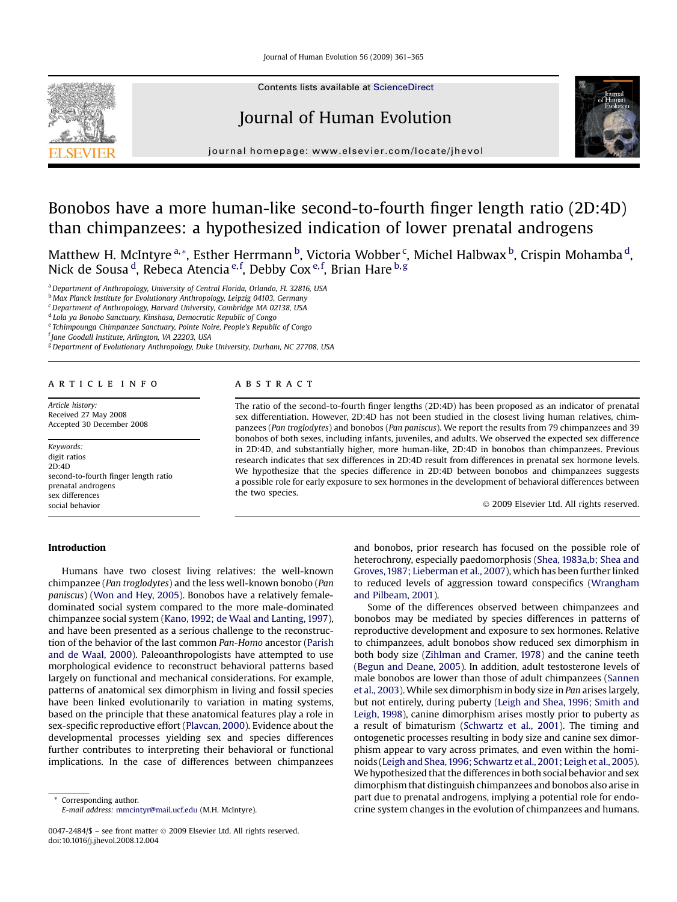# Bonobos have a more human-like second-to-fourth finger length ratio (2D:4D) than chimpanzees: a hypothesized indication of lower prenatal androgens

Matthew H. McIntyre [a,*], Esther Herrmann [b], Victoria Wobber [c], Michel Halbwax [b], Crispin Mohamba [d], Nick de Sousa [d], Rebeca Atencia [e,f], Debby Cox [e,f], Brian Hare [b,g]

[a] Department of Anthropology, University of Central Florida, Orlando, FL 32816, USA
[b] Max Planck Institute for Evolutionary Anthropology, Leipzig 04103, Germany
[c] Department of Anthropology, Harvard University, Cambridge MA 02138, USA
[d] Lola ya Bonobo Sanctuary, Kinshasa, Democratic Republic of Congo
[e] Tchimpounga Chimpanzee Sanctuary, Pointe Noire, People's Republic of Congo
[f] Jane Goodall Institute, Arlington, VA 22203, USA
[g] Department of Evolutionary Anthropology, Duke University, Durham, NC 27708, USA

## ARTICLE INFO

*Article history:*
Received 27 May 2008
Accepted 30 December 2008

*Keywords:*
digit ratios
2D:4D
second-to-fourth finger length ratio
prenatal androgens
sex differences
social behavior

## ABSTRACT

The ratio of the second-to-fourth finger lengths (2D:4D) has been proposed as an indicator of prenatal sex differentiation. However, 2D:4D has not been studied in the closest living human relatives, chimpanzees (*Pan troglodytes*) and bonobos (*Pan paniscus*). We report the results from 79 chimpanzees and 39 bonobos of both sexes, including infants, juveniles, and adults. We observed the expected sex difference in 2D:4D, and substantially higher, more human-like, 2D:4D in bonobos than chimpanzees. Previous research indicates that sex differences in 2D:4D result from differences in prenatal sex hormone levels. We hypothesize that the species difference in 2D:4D between bonobos and chimpanzees suggests a possible role for early exposure to sex hormones in the development of behavioral differences between the two species.

© 2009 Elsevier Ltd. All rights reserved.

## Introduction

Humans have two closest living relatives: the well-known chimpanzee (*Pan troglodytes*) and the less well-known bonobo (*Pan paniscus*) (Won and Hey, 2005). Bonobos have a relatively female-dominated social system compared to the more male-dominated chimpanzee social system (Kano, 1992; de Waal and Lanting, 1997), and have been presented as a serious challenge to the reconstruction of the behavior of the last common *Pan*-*Homo* ancestor (Parish and de Waal, 2000). Paleoanthropologists have attempted to use morphological evidence to reconstruct behavioral patterns based largely on functional and mechanical considerations. For example, patterns of anatomical sex dimorphism in living and fossil species have been linked evolutionarily to variation in mating systems, based on the principle that these anatomical features play a role in sex-specific reproductive effort (Plavcan, 2000). Evidence about the developmental processes yielding sex and species differences further contributes to interpreting their behavioral or functional implications. In the case of differences between chimpanzees and bonobos, prior research has focused on the possible role of heterochrony, especially paedomorphosis (Shea, 1983a,b; Shea and Groves, 1987; Lieberman et al., 2007), which has been further linked to reduced levels of aggression toward conspecifics (Wrangham and Pilbeam, 2001).

Some of the differences observed between chimpanzees and bonobos may be mediated by species differences in patterns of reproductive development and exposure to sex hormones. Relative to chimpanzees, adult bonobos show reduced sex dimorphism in both body size (Zihlman and Cramer, 1978) and the canine teeth (Begun and Deane, 2005). In addition, adult testosterone levels of male bonobos are lower than those of adult chimpanzees (Sannen et al., 2003). While sex dimorphism in body size in *Pan* arises largely, but not entirely, during puberty (Leigh and Shea, 1996; Smith and Leigh, 1998), canine dimorphism arises mostly prior to puberty as a result of bimaturism (Schwartz et al., 2001). The timing and ontogenetic processes resulting in body size and canine sex dimorphism appear to vary across primates, and even within the hominoids (Leigh and Shea, 1996; Schwartz et al., 2001; Leigh et al., 2005). We hypothesized that the differences in both social behavior and sex dimorphism that distinguish chimpanzees and bonobos also arise in part due to prenatal androgens, implying a potential role for endocrine system changes in the evolution of chimpanzees and humans.

\* Corresponding author.
*E-mail address:* mmcintyr@mail.ucf.edu (M.H. McIntyre).

0047-2484/$ – see front matter © 2009 Elsevier Ltd. All rights reserved.
doi:10.1016/j.jhevol.2008.12.004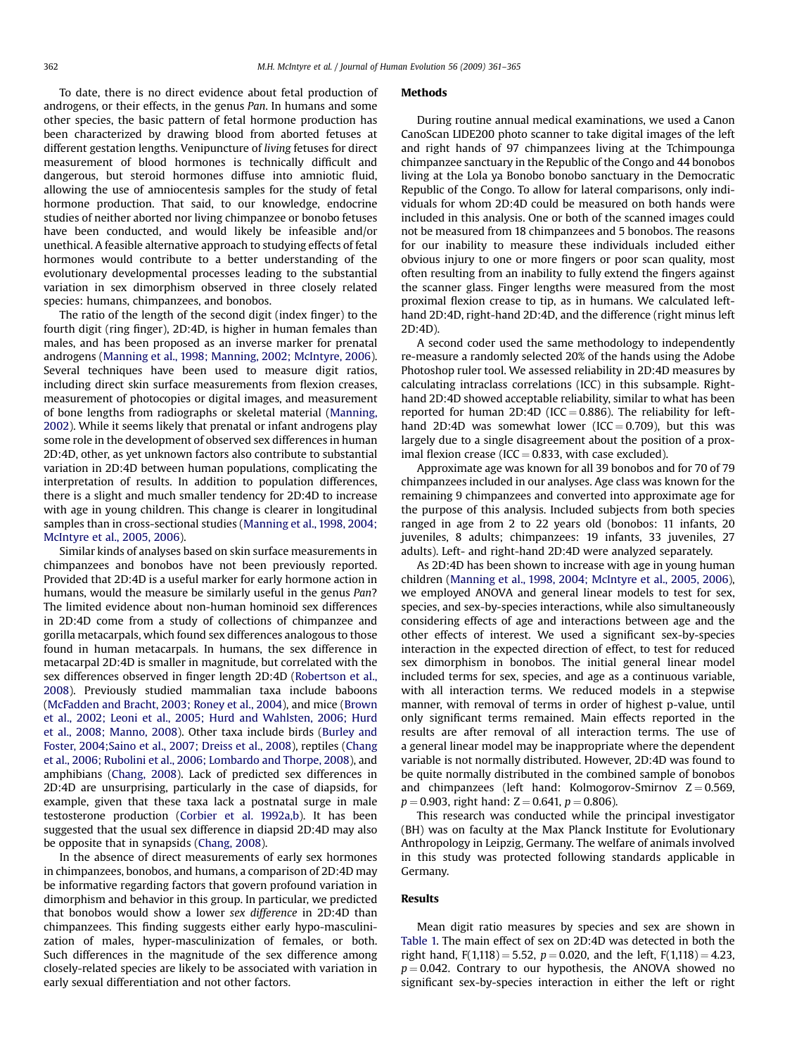To date, there is no direct evidence about fetal production of androgens, or their effects, in the genus *Pan*. In humans and some other species, the basic pattern of fetal hormone production has been characterized by drawing blood from aborted fetuses at different gestation lengths. Venipuncture of *living* fetuses for direct measurement of blood hormones is technically difficult and dangerous, but steroid hormones diffuse into amniotic fluid, allowing the use of amniocentesis samples for the study of fetal hormone production. That said, to our knowledge, endocrine studies of neither aborted nor living chimpanzee or bonobo fetuses have been conducted, and would likely be infeasible and/or unethical. A feasible alternative approach to studying effects of fetal hormones would contribute to a better understanding of the evolutionary developmental processes leading to the substantial variation in sex dimorphism observed in three closely related species: humans, chimpanzees, and bonobos.

The ratio of the length of the second digit (index finger) to the fourth digit (ring finger), 2D:4D, is higher in human females than males, and has been proposed as an inverse marker for prenatal androgens (Manning et al., 1998; Manning, 2002; McIntyre, 2006). Several techniques have been used to measure digit ratios, including direct skin surface measurements from flexion creases, measurement of photocopies or digital images, and measurement of bone lengths from radiographs or skeletal material (Manning, 2002). While it seems likely that prenatal or infant androgens play some role in the development of observed sex differences in human 2D:4D, other, as yet unknown factors also contribute to substantial variation in 2D:4D between human populations, complicating the interpretation of results. In addition to population differences, there is a slight and much smaller tendency for 2D:4D to increase with age in young children. This change is clearer in longitudinal samples than in cross-sectional studies (Manning et al., 1998, 2004; McIntyre et al., 2005, 2006).

Similar kinds of analyses based on skin surface measurements in chimpanzees and bonobos have not been previously reported. Provided that 2D:4D is a useful marker for early hormone action in humans, would the measure be similarly useful in the genus *Pan*? The limited evidence about non-human hominoid sex differences in 2D:4D come from a study of collections of chimpanzee and gorilla metacarpals, which found sex differences analogous to those found in human metacarpals. In humans, the sex difference in metacarpal 2D:4D is smaller in magnitude, but correlated with the sex differences observed in finger length 2D:4D (Robertson et al., 2008). Previously studied mammalian taxa include baboons (McFadden and Bracht, 2003; Roney et al., 2004), and mice (Brown et al., 2002; Leoni et al., 2005; Hurd and Wahlsten, 2006; Hurd et al., 2008; Manno, 2008). Other taxa include birds (Burley and Foster, 2004;Saino et al., 2007; Dreiss et al., 2008), reptiles (Chang et al., 2006; Rubolini et al., 2006; Lombardo and Thorpe, 2008), and amphibians (Chang, 2008). Lack of predicted sex differences in 2D:4D are unsurprising, particularly in the case of diapsids, for example, given that these taxa lack a postnatal surge in male testosterone production (Corbier et al. 1992a,b). It has been suggested that the usual sex difference in diapsid 2D:4D may also be opposite that in synapsids (Chang, 2008).

In the absence of direct measurements of early sex hormones in chimpanzees, bonobos, and humans, a comparison of 2D:4D may be informative regarding factors that govern profound variation in dimorphism and behavior in this group. In particular, we predicted that bonobos would show a lower *sex difference* in 2D:4D than chimpanzees. This finding suggests either early hypo-masculinization of males, hyper-masculinization of females, or both. Such differences in the magnitude of the sex difference among closely-related species are likely to be associated with variation in early sexual differentiation and not other factors.

## Methods

During routine annual medical examinations, we used a Canon CanoScan LIDE200 photo scanner to take digital images of the left and right hands of 97 chimpanzees living at the Tchimpounga chimpanzee sanctuary in the Republic of the Congo and 44 bonobos living at the Lola ya Bonobo bonobo sanctuary in the Democratic Republic of the Congo. To allow for lateral comparisons, only individuals for whom 2D:4D could be measured on both hands were included in this analysis. One or both of the scanned images could not be measured from 18 chimpanzees and 5 bonobos. The reasons for our inability to measure these individuals included either obvious injury to one or more fingers or poor scan quality, most often resulting from an inability to fully extend the fingers against the scanner glass. Finger lengths were measured from the most proximal flexion crease to tip, as in humans. We calculated left-hand 2D:4D, right-hand 2D:4D, and the difference (right minus left 2D:4D).

A second coder used the same methodology to independently re-measure a randomly selected 20% of the hands using the Adobe Photoshop ruler tool. We assessed reliability in 2D:4D measures by calculating intraclass correlations (ICC) in this subsample. Right-hand 2D:4D showed acceptable reliability, similar to what has been reported for human 2D:4D (ICC = 0.886). The reliability for left-hand 2D:4D was somewhat lower (ICC = 0.709), but this was largely due to a single disagreement about the position of a proximal flexion crease (ICC = 0.833, with case excluded).

Approximate age was known for all 39 bonobos and for 70 of 79 chimpanzees included in our analyses. Age class was known for the remaining 9 chimpanzees and converted into approximate age for the purpose of this analysis. Included subjects from both species ranged in age from 2 to 22 years old (bonobos: 11 infants, 20 juveniles, 8 adults; chimpanzees: 19 infants, 33 juveniles, 27 adults). Left- and right-hand 2D:4D were analyzed separately.

As 2D:4D has been shown to increase with age in young human children (Manning et al., 1998, 2004; McIntyre et al., 2005, 2006), we employed ANOVA and general linear models to test for sex, species, and sex-by-species interactions, while also simultaneously considering effects of age and interactions between age and the other effects of interest. We used a significant sex-by-species interaction in the expected direction of effect, to test for reduced sex dimorphism in bonobos. The initial general linear model included terms for sex, species, and age as a continuous variable, with all interaction terms. We reduced models in a stepwise manner, with removal of terms in order of highest p-value, until only significant terms remained. Main effects reported in the results are after removal of all interaction terms. The use of a general linear model may be inappropriate where the dependent variable is not normally distributed. However, 2D:4D was found to be quite normally distributed in the combined sample of bonobos and chimpanzees (left hand: Kolmogorov-Smirnov $Z = 0.569$, $p = 0.903$, right hand: $Z = 0.641$, $p = 0.806$).

This research was conducted while the principal investigator (BH) was on faculty at the Max Planck Institute for Evolutionary Anthropology in Leipzig, Germany. The welfare of animals involved in this study was protected following standards applicable in Germany.

## Results

Mean digit ratio measures by species and sex are shown in Table 1. The main effect of sex on 2D:4D was detected in both the right hand, $F(1,118) = 5.52$, $p = 0.020$, and the left, $F(1,118) = 4.23$, $p = 0.042$. Contrary to our hypothesis, the ANOVA showed no significant sex-by-species interaction in either the left or right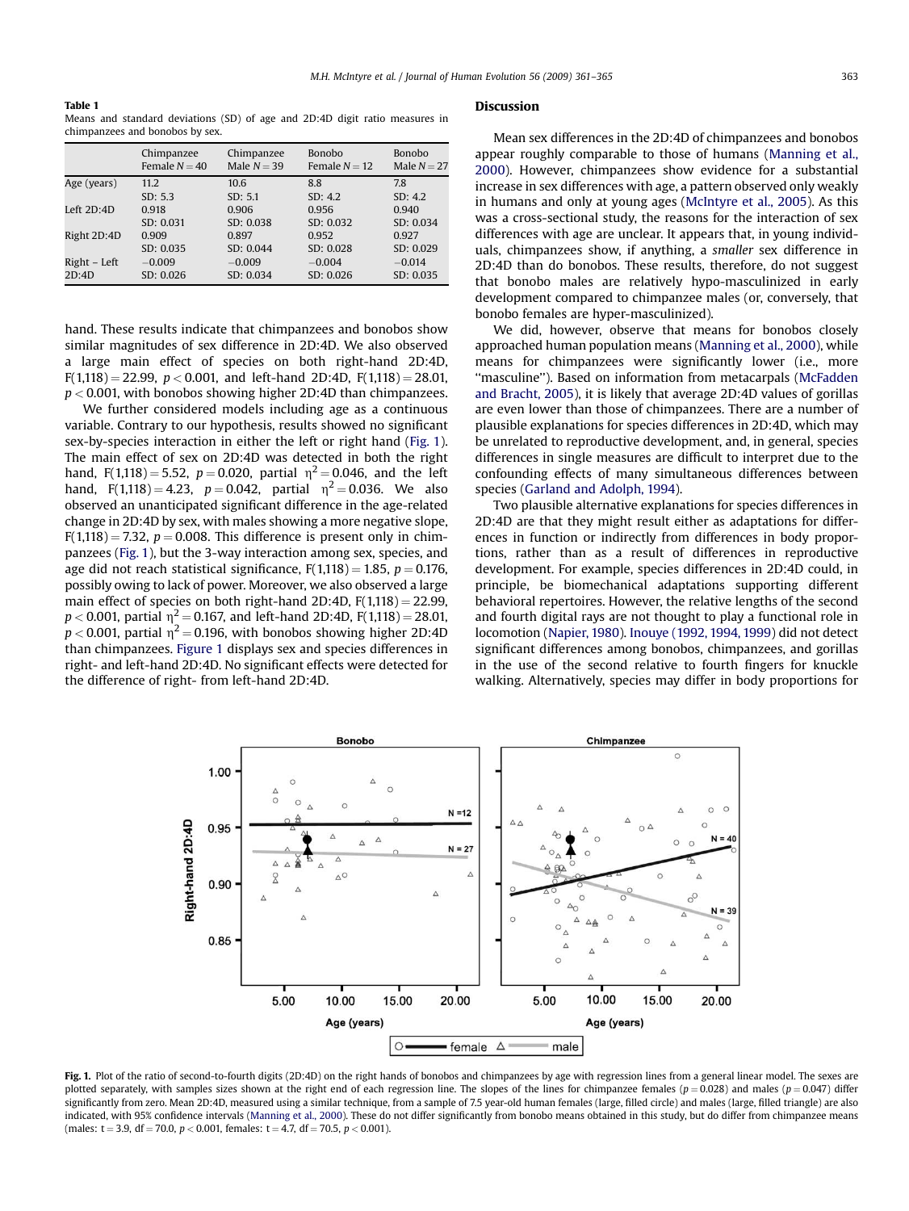**Table 1**
Means and standard deviations (SD) of age and 2D:4D digit ratio measures in chimpanzees and bonobos by sex.

| | Chimpanzee Female $N = 40$ | Chimpanzee Male $N = 39$ | Bonobo Female $N = 12$ | Bonobo Male $N = 27$ |
|---|---|---|---|---|
| Age (years) | 11.2 | 10.6 | 8.8 | 7.8 |
| | SD: 5.3 | SD: 5.1 | SD: 4.2 | SD: 4.2 |
| Left 2D:4D | 0.918 | 0.906 | 0.956 | 0.940 |
| | SD: 0.031 | SD: 0.038 | SD: 0.032 | SD: 0.034 |
| Right 2D:4D | 0.909 | 0.897 | 0.952 | 0.927 |
| | SD: 0.035 | SD: 0.044 | SD: 0.028 | SD: 0.029 |
| Right – Left 2D:4D | −0.009 | −0.009 | −0.004 | −0.014 |
| | SD: 0.026 | SD: 0.034 | SD: 0.026 | SD: 0.035 |

hand. These results indicate that chimpanzees and bonobos show similar magnitudes of sex difference in 2D:4D. We also observed a large main effect of species on both right-hand 2D:4D, $F(1,118) = 22.99$, $p < 0.001$, and left-hand 2D:4D, $F(1,118) = 28.01$, $p < 0.001$, with bonobos showing higher 2D:4D than chimpanzees.

We further considered models including age as a continuous variable. Contrary to our hypothesis, results showed no significant sex-by-species interaction in either the left or right hand (Fig. 1). The main effect of sex on 2D:4D was detected in both the right hand, $F(1,118) = 5.52$, $p = 0.020$, partial $\eta^2 = 0.046$, and the left hand, $F(1,118) = 4.23$, $p = 0.042$, partial $\eta^2 = 0.036$. We also observed an unanticipated significant difference in the age-related change in 2D:4D by sex, with males showing a more negative slope, $F(1,118) = 7.32$, $p = 0.008$. This difference is present only in chimpanzees (Fig. 1), but the 3-way interaction among sex, species, and age did not reach statistical significance, $F(1,118) = 1.85$, $p = 0.176$, possibly owing to lack of power. Moreover, we also observed a large main effect of species on both right-hand 2D:4D, $F(1,118) = 22.99$, $p < 0.001$, partial $\eta^2 = 0.167$, and left-hand 2D:4D, $F(1,118) = 28.01$, $p < 0.001$, partial $\eta^2 = 0.196$, with bonobos showing higher 2D:4D than chimpanzees. Figure 1 displays sex and species differences in right- and left-hand 2D:4D. No significant effects were detected for the difference of right- from left-hand 2D:4D.

## Discussion

Mean sex differences in the 2D:4D of chimpanzees and bonobos appear roughly comparable to those of humans (Manning et al., 2000). However, chimpanzees show evidence for a substantial increase in sex differences with age, a pattern observed only weakly in humans and only at young ages (McIntyre et al., 2005). As this was a cross-sectional study, the reasons for the interaction of sex differences with age are unclear. It appears that, in young individuals, chimpanzees show, if anything, a *smaller* sex difference in 2D:4D than do bonobos. These results, therefore, do not suggest that bonobo males are relatively hypo-masculinized in early development compared to chimpanzee males (or, conversely, that bonobo females are hyper-masculinized).

We did, however, observe that means for bonobos closely approached human population means (Manning et al., 2000), while means for chimpanzees were significantly lower (i.e., more "masculine"). Based on information from metacarpals (McFadden and Bracht, 2005), it is likely that average 2D:4D values of gorillas are even lower than those of chimpanzees. There are a number of plausible explanations for species differences in 2D:4D, which may be unrelated to reproductive development, and, in general, species differences in single measures are difficult to interpret due to the confounding effects of many simultaneous differences between species (Garland and Adolph, 1994).

Two plausible alternative explanations for species differences in 2D:4D are that they might result either as adaptations for differences in function or indirectly from differences in body proportions, rather than as a result of differences in reproductive development. For example, species differences in 2D:4D could, in principle, be biomechanical adaptations supporting different behavioral repertoires. However, the relative lengths of the second and fourth digital rays are not thought to play a functional role in locomotion (Napier, 1980). Inouye (1992, 1994, 1999) did not detect significant differences among bonobos, chimpanzees, and gorillas in the use of the second relative to fourth fingers for knuckle walking. Alternatively, species may differ in body proportions for

**Fig. 1.** Plot of the ratio of second-to-fourth digits (2D:4D) on the right hands of bonobos and chimpanzees by age with regression lines from a general linear model. The sexes are plotted separately, with samples sizes shown at the right end of each regression line. The slopes of the lines for chimpanzee females ($p = 0.028$) and males ($p = 0.047$) differ significantly from zero. Mean 2D:4D, measured using a similar technique, from a sample of 7.5 year-old human females (large, filled circle) and males (large, filled triangle) are also indicated, with 95% confidence intervals (Manning et al., 2000). These do not differ significantly from bonobo means obtained in this study, but do differ from chimpanzee means (males: $t = 3.9$, $df = 70.0$, $p < 0.001$, females: $t = 4.7$, $df = 70.5$, $p < 0.001$).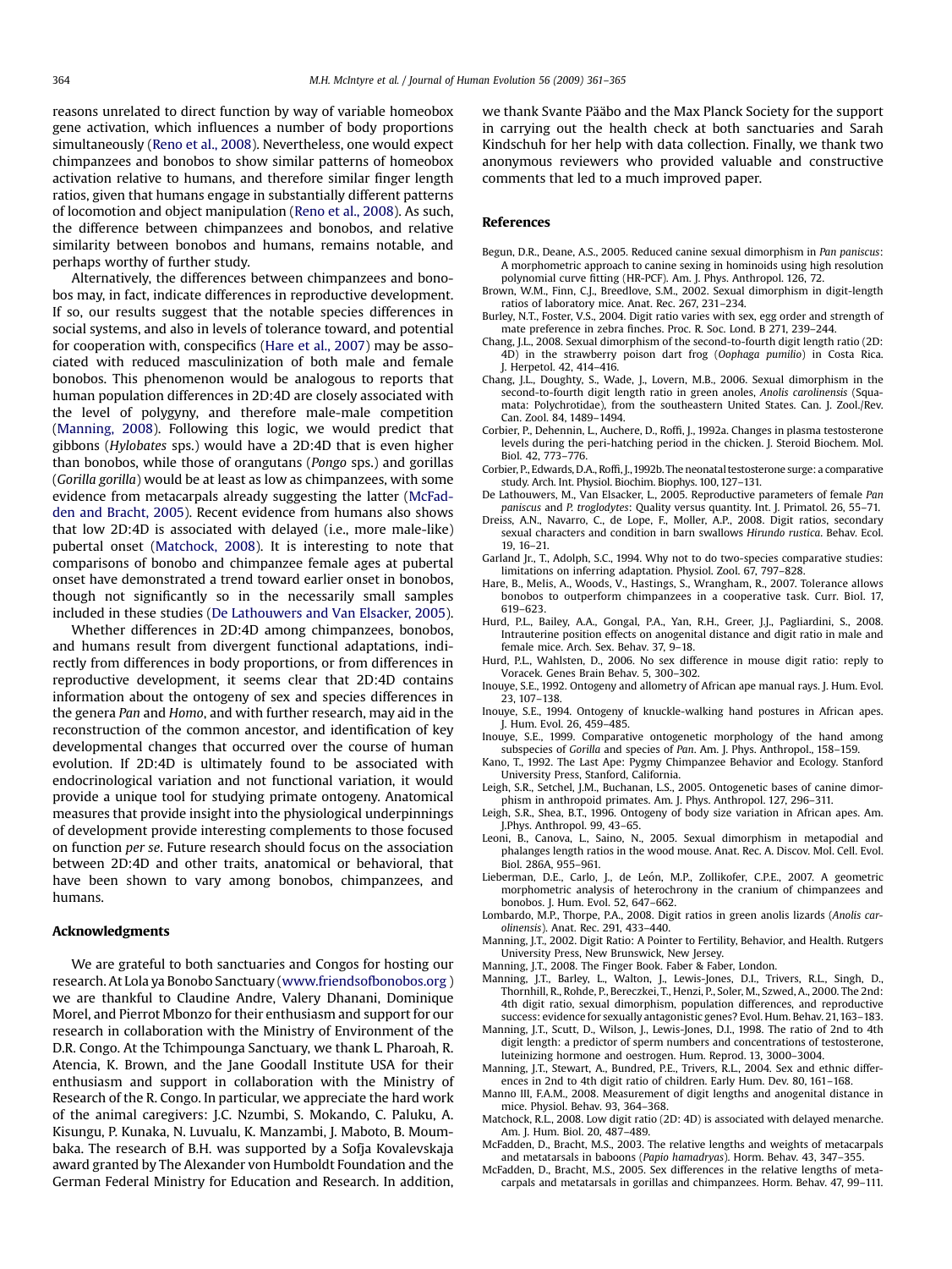reasons unrelated to direct function by way of variable homeobox gene activation, which influences a number of body proportions simultaneously (Reno et al., 2008). Nevertheless, one would expect chimpanzees and bonobos to show similar patterns of homeobox activation relative to humans, and therefore similar finger length ratios, given that humans engage in substantially different patterns of locomotion and object manipulation (Reno et al., 2008). As such, the difference between chimpanzees and bonobos, and relative similarity between bonobos and humans, remains notable, and perhaps worthy of further study.

Alternatively, the differences between chimpanzees and bonobos may, in fact, indicate differences in reproductive development. If so, our results suggest that the notable species differences in social systems, and also in levels of tolerance toward, and potential for cooperation with, conspecifics (Hare et al., 2007) may be associated with reduced masculinization of both male and female bonobos. This phenomenon would be analogous to reports that human population differences in 2D:4D are closely associated with the level of polygyny, and therefore male-male competition (Manning, 2008). Following this logic, we would predict that gibbons (*Hylobates* sps.) would have a 2D:4D that is even higher than bonobos, while those of orangutans (*Pongo* sps.) and gorillas (*Gorilla gorilla*) would be at least as low as chimpanzees, with some evidence from metacarpals already suggesting the latter (McFadden and Bracht, 2005). Recent evidence from humans also shows that low 2D:4D is associated with delayed (i.e., more male-like) pubertal onset (Matchock, 2008). It is interesting to note that comparisons of bonobo and chimpanzee female ages at pubertal onset have demonstrated a trend toward earlier onset in bonobos, though not significantly so in the necessarily small samples included in these studies (De Lathouwers and Van Elsacker, 2005).

Whether differences in 2D:4D among chimpanzees, bonobos, and humans result from divergent functional adaptations, indirectly from differences in body proportions, or from differences in reproductive development, it seems clear that 2D:4D contains information about the ontogeny of sex and species differences in the genera *Pan* and *Homo*, and with further research, may aid in the reconstruction of the common ancestor, and identification of key developmental changes that occurred over the course of human evolution. If 2D:4D is ultimately found to be associated with endocrinological variation and not functional variation, it would provide a unique tool for studying primate ontogeny. Anatomical measures that provide insight into the physiological underpinnings of development provide interesting complements to those focused on function *per se*. Future research should focus on the association between 2D:4D and other traits, anatomical or behavioral, that have been shown to vary among bonobos, chimpanzees, and humans.

## Acknowledgments

We are grateful to both sanctuaries and Congos for hosting our research. At Lola ya Bonobo Sanctuary (www.friendsofbonobos.org ) we are thankful to Claudine Andre, Valery Dhanani, Dominique Morel, and Pierrot Mbonzo for their enthusiasm and support for our research in collaboration with the Ministry of Environment of the D.R. Congo. At the Tchimpounga Sanctuary, we thank L. Pharoah, R. Atencia, K. Brown, and the Jane Goodall Institute USA for their enthusiasm and support in collaboration with the Ministry of Research of the R. Congo. In particular, we appreciate the hard work of the animal caregivers: J.C. Nzumbi, S. Mokando, C. Paluku, A. Kisungu, P. Kunaka, N. Luvualu, K. Manzambi, J. Maboto, B. Moumbaka. The research of B.H. was supported by a Sofja Kovalevskaja award granted by The Alexander von Humboldt Foundation and the German Federal Ministry for Education and Research. In addition, we thank Svante Pääbo and the Max Planck Society for the support in carrying out the health check at both sanctuaries and Sarah Kindschuh for her help with data collection. Finally, we thank two anonymous reviewers who provided valuable and constructive comments that led to a much improved paper.

## References

Begun, D.R., Deane, A.S., 2005. Reduced canine sexual dimorphism in *Pan paniscus*: A morphometric approach to canine sexing in hominoids using high resolution polynomial curve fitting (HR-PCF). Am. J. Phys. Anthropol. 126, 72.

Brown, W.M., Finn, C.J., Breedlove, S.M., 2002. Sexual dimorphism in digit-length ratios of laboratory mice. Anat. Rec. 267, 231–234.

Burley, N.T., Foster, V.S., 2004. Digit ratio varies with sex, egg order and strength of mate preference in zebra finches. Proc. R. Soc. Lond. B 271, 239–244.

Chang, J.L., 2008. Sexual dimorphism of the second-to-fourth digit length ratio (2D: 4D) in the strawberry poison dart frog (*Oophaga pumilio*) in Costa Rica. J. Herpetol. 42, 414–416.

Chang, J.L., Doughty, S., Wade, J., Lovern, M.B., 2006. Sexual dimorphism in the second-to-fourth digit length ratio in green anoles, *Anolis carolinensis* (Squamata: Polychrotidae), from the southeastern United States. Can. J. Zool./Rev. Can. Zool. 84, 1489–1494.

Corbier, P., Dehennin, L., Auchere, D., Roffi, J., 1992a. Changes in plasma testosterone levels during the peri-hatching period in the chicken. J. Steroid Biochem. Mol. Biol. 42, 773–776.

Corbier, P., Edwards, D.A., Roffi, J., 1992b. The neonatal testosterone surge: a comparative study. Arch. Int. Physiol. Biochim. Biophys. 100, 127–131.

De Lathouwers, M., Van Elsacker, L., 2005. Reproductive parameters of female *Pan paniscus* and *P. troglodytes*: Quality versus quantity. Int. J. Primatol. 26, 55–71.

Dreiss, A.N., Navarro, C., de Lope, F., Moller, A.P., 2008. Digit ratios, secondary sexual characters and condition in barn swallows *Hirundo rustica*. Behav. Ecol. 19, 16–21.

Garland Jr., T., Adolph, S.C., 1994. Why not to do two-species comparative studies: limitations on inferring adaptation. Physiol. Zool. 67, 797–828.

Hare, B., Melis, A., Woods, V., Hastings, S., Wrangham, R., 2007. Tolerance allows bonobos to outperform chimpanzees in a cooperative task. Curr. Biol. 17, 619–623.

Hurd, P.L., Bailey, A.A., Gongal, P.A., Yan, R.H., Greer, J.J., Pagliardini, S., 2008. Intrauterine position effects on anogenital distance and digit ratio in male and female mice. Arch. Sex. Behav. 37, 9–18.

Hurd, P.L., Wahlsten, D., 2006. No sex difference in mouse digit ratio: reply to Voracek. Genes Brain Behav. 5, 300–302.

Inouye, S.E., 1992. Ontogeny and allometry of African ape manual rays. J. Hum. Evol. 23, 107–138.

Inouye, S.E., 1994. Ontogeny of knuckle-walking hand postures in African apes. J. Hum. Evol. 26, 459–485.

Inouye, S.E., 1999. Comparative ontogenetic morphology of the hand among subspecies of *Gorilla* and species of *Pan*. Am. J. Phys. Anthropol., 158–159.

Kano, T., 1992. The Last Ape: Pygmy Chimpanzee Behavior and Ecology. Stanford University Press, Stanford, California.

Leigh, S.R., Setchel, J.M., Buchanan, L.S., 2005. Ontogenetic bases of canine dimorphism in anthropoid primates. Am. J. Phys. Anthropol. 127, 296–311.

Leigh, S.R., Shea, B.T., 1996. Ontogeny of body size variation in African apes. Am. J.Phys. Anthropol. 99, 43–65.

Leoni, B., Canova, L., Saino, N., 2005. Sexual dimorphism in metapodial and phalanges length ratios in the wood mouse. Anat. Rec. A. Discov. Mol. Cell. Evol. Biol. 286A, 955–961.

Lieberman, D.E., Carlo, J., de León, M.P., Zollikofer, C.P.E., 2007. A geometric morphometric analysis of heterochrony in the cranium of chimpanzees and bonobos. J. Hum. Evol. 52, 647–662.

Lombardo, M.P., Thorpe, P.A., 2008. Digit ratios in green anolis lizards (*Anolis carolinensis*). Anat. Rec. 291, 433–440.

Manning, J.T., 2002. Digit Ratio: A Pointer to Fertility, Behavior, and Health. Rutgers University Press, New Brunswick, New Jersey.

Manning, J.T., 2008. The Finger Book. Faber & Faber, London.

Manning, J.T., Barley, L., Walton, J., Lewis-Jones, D.I., Trivers, R.L., Singh, D., Thornhill, R., Rohde, P., Bereczkei, T., Henzi, P., Soler, M., Szwed, A., 2000. The 2nd: 4th digit ratio, sexual dimorphism, population differences, and reproductive success: evidence for sexually antagonistic genes? Evol. Hum. Behav. 21, 163–183.

Manning, J.T., Scutt, D., Wilson, J., Lewis-Jones, D.I., 1998. The ratio of 2nd to 4th digit length: a predictor of sperm numbers and concentrations of testosterone, luteinizing hormone and oestrogen. Hum. Reprod. 13, 3000–3004.

Manning, J.T., Stewart, A., Bundred, P.E., Trivers, R.L., 2004. Sex and ethnic differences in 2nd to 4th digit ratio of children. Early Hum. Dev. 80, 161–168.

Manno III, F.A.M., 2008. Measurement of digit lengths and anogenital distance in mice. Physiol. Behav. 93, 364–368.

Matchock, R.L., 2008. Low digit ratio (2D: 4D) is associated with delayed menarche. Am. J. Hum. Biol. 20, 487–489.

McFadden, D., Bracht, M.S., 2003. The relative lengths and weights of metacarpals and metatarsals in baboons (*Papio hamadryas*). Horm. Behav. 43, 347–355.

McFadden, D., Bracht, M.S., 2005. Sex differences in the relative lengths of metacarpals and metatarsals in gorillas and chimpanzees. Horm. Behav. 47, 99–111.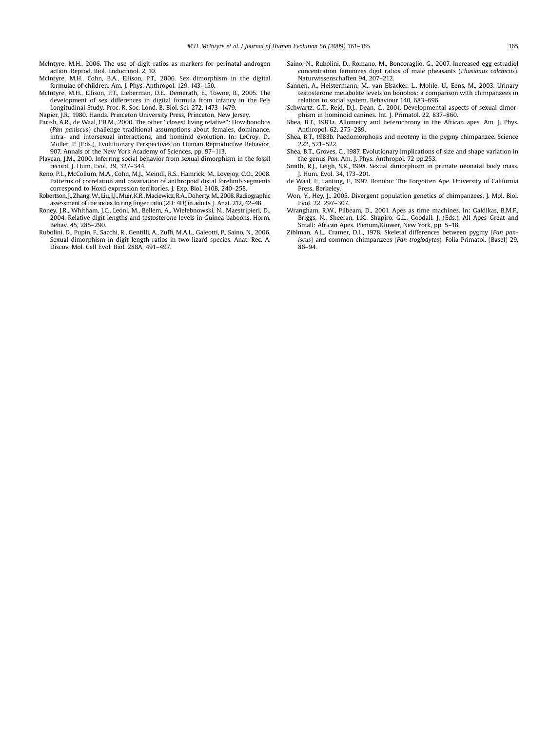McIntyre, M.H., 2006. The use of digit ratios as markers for perinatal androgen action. Reprod. Biol. Endocrinol. 2, 10.

McIntyre, M.H., Cohn, B.A., Ellison, P.T., 2006. Sex dimorphism in the digital formulae of children. Am. J. Phys. Anthropol. 129, 143–150.

McIntyre, M.H., Ellison, P.T., Lieberman, D.E., Demerath, E., Towne, B., 2005. The development of sex differences in digital formula from infancy in the Fels Longitudinal Study. Proc. R. Soc. Lond. B. Biol. Sci. 272, 1473–1479.

Napier, J.R., 1980. Hands. Princeton University Press, Princeton, New Jersey.

Parish, A.R., de Waal, F.B.M., 2000. The other "closest living relative": How bonobos (*Pan paniscus*) challenge traditional assumptions about females, dominance, intra- and intersexual interactions, and hominid evolution. In: LeCroy, D., Moller, P. (Eds.), Evolutionary Perspectives on Human Reproductive Behavior, 907. Annals of the New York Academy of Sciences, pp. 97–113.

Plavcan, J.M., 2000. Inferring social behavior from sexual dimorphism in the fossil record. J. Hum. Evol. 39, 327–344.

Reno, P.L., McCollum, M.A., Cohn, M.J., Meindl, R.S., Hamrick, M., Lovejoy, C.O., 2008. Patterns of correlation and covariation of anthropoid distal forelimb segments correspond to Hoxd expression territories. J. Exp. Biol. 310B, 240–258.

Robertson, J., Zhang, W., Liu, J.J., Muir, K.R., Maciewicz, R.A., Doherty, M., 2008. Radiographic assessment of the index to ring finger ratio (2D: 4D) in adults. J. Anat. 212, 42–48.

Roney, J.R., Whitham, J.C., Leoni, M., Bellem, A., Wielebnowski, N., Maestripieri, D., 2004. Relative digit lengths and testosterone levels in Guinea baboons. Horm. Behav. 45, 285–290.

Rubolini, D., Pupin, F., Sacchi, R., Gentilli, A., Zuffi, M.A.L., Galeotti, P., Saino, N., 2006. Sexual dimorphism in digit length ratios in two lizard species. Anat. Rec. A. Discov. Mol. Cell Evol. Biol. 288A, 491–497.

Saino, N., Rubolini, D., Romano, M., Boncoraglio, G., 2007. Increased egg estradiol concentration feminizes digit ratios of male pheasants (*Phasianus colchicus*). Naturwissenschaften 94, 207–212.

Sannen, A., Heistermann, M., van Elsacker, L., Mohle, U., Eens, M., 2003. Urinary testosterone metabolite levels on bonobos: a comparison with chimpanzees in relation to social system. Behaviour 140, 683–696.

Schwartz, G.T., Reid, D.J., Dean, C., 2001. Developmental aspects of sexual dimorphism in hominoid canines. Int. J. Primatol. 22, 837–860.

Shea, B.T., 1983a. Allometry and heterochrony in the African apes. Am. J. Phys. Anthropol. 62, 275–289.

Shea, B.T., 1983b. Paedomorphosis and neoteny in the pygmy chimpanzee. Science 222, 521–522.

Shea, B.T., Groves, C., 1987. Evolutionary implications of size and shape variation in the genus *Pan*. Am. J. Phys. Anthropol. 72 pp.253.

Smith, R.J., Leigh, S.R., 1998. Sexual dimorphism in primate neonatal body mass. J. Hum. Evol. 34, 173–201.

de Waal, F., Lanting, F., 1997. Bonobo: The Forgotten Ape. University of California Press, Berkeley.

Won, Y., Hey, J., 2005. Divergent population genetics of chimpanzees. J. Mol. Biol. Evol. 22, 297–307.

Wrangham, R.W., Pilbeam, D., 2001. Apes as time machines. In: Galdikas, B.M.F., Briggs, N., Sheeran, L.K., Shapiro, G.L., Goodall, J. (Eds.), All Apes Great and Small: African Apes. Plenum/Kluwer, New York, pp. 5–18.

Zihlman, A.L., Cramer, D.L., 1978. Skeletal differences between pygmy (*Pan paniscus*) and common chimpanzees (*Pan troglodytes*). Folia Primatol. (Basel) 29, 86–94.